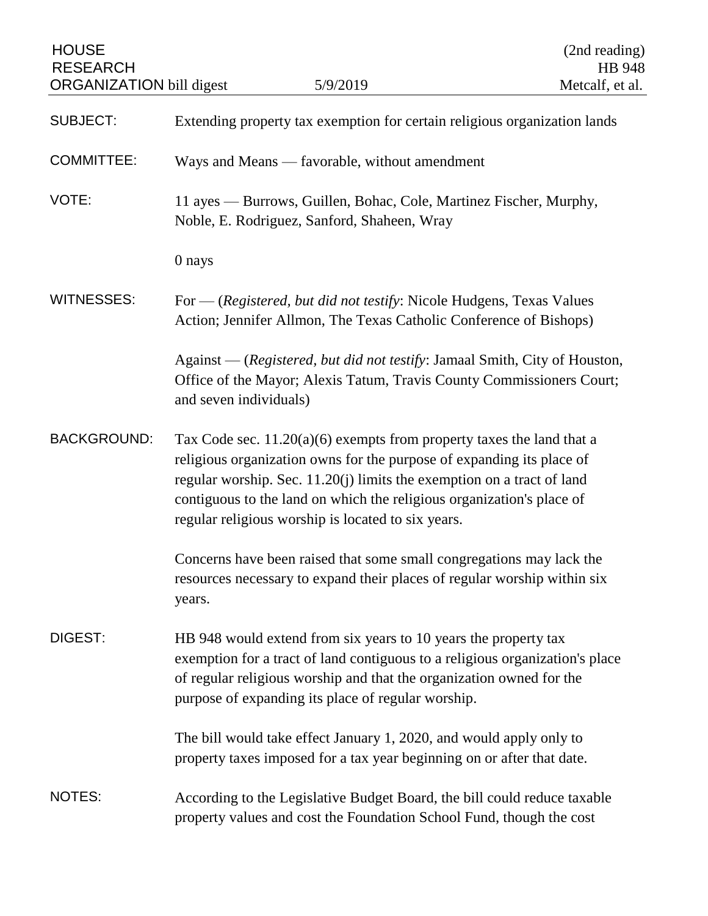HOUSE RESEARCH ORGANIZATION bill digest — 5/9/2019 — (2nd reading) HB 948 — Metcalf, et al.

**SUBJECT:** Extending property tax exemption for certain religious organization lands

**COMMITTEE:** Ways and Means — favorable, without amendment

**VOTE:** 11 ayes — Burrows, Guillen, Bohac, Cole, Martinez Fischer, Murphy, Noble, E. Rodriguez, Sanford, Shaheen, Wray

0 nays

**WITNESSES:** For — (*Registered, but did not testify*: Nicole Hudgens, Texas Values Action; Jennifer Allmon, The Texas Catholic Conference of Bishops)

Against — (*Registered, but did not testify*: Jamaal Smith, City of Houston, Office of the Mayor; Alexis Tatum, Travis County Commissioners Court; and seven individuals)

**BACKGROUND:** Tax Code sec. 11.20(a)(6) exempts from property taxes the land that a religious organization owns for the purpose of expanding its place of regular worship. Sec. 11.20(j) limits the exemption on a tract of land contiguous to the land on which the religious organization's place of regular religious worship is located to six years.

Concerns have been raised that some small congregations may lack the resources necessary to expand their places of regular worship within six years.

**DIGEST:** HB 948 would extend from six years to 10 years the property tax exemption for a tract of land contiguous to a religious organization's place of regular religious worship and that the organization owned for the purpose of expanding its place of regular worship.

The bill would take effect January 1, 2020, and would apply only to property taxes imposed for a tax year beginning on or after that date.

**NOTES:** According to the Legislative Budget Board, the bill could reduce taxable property values and cost the Foundation School Fund, though the cost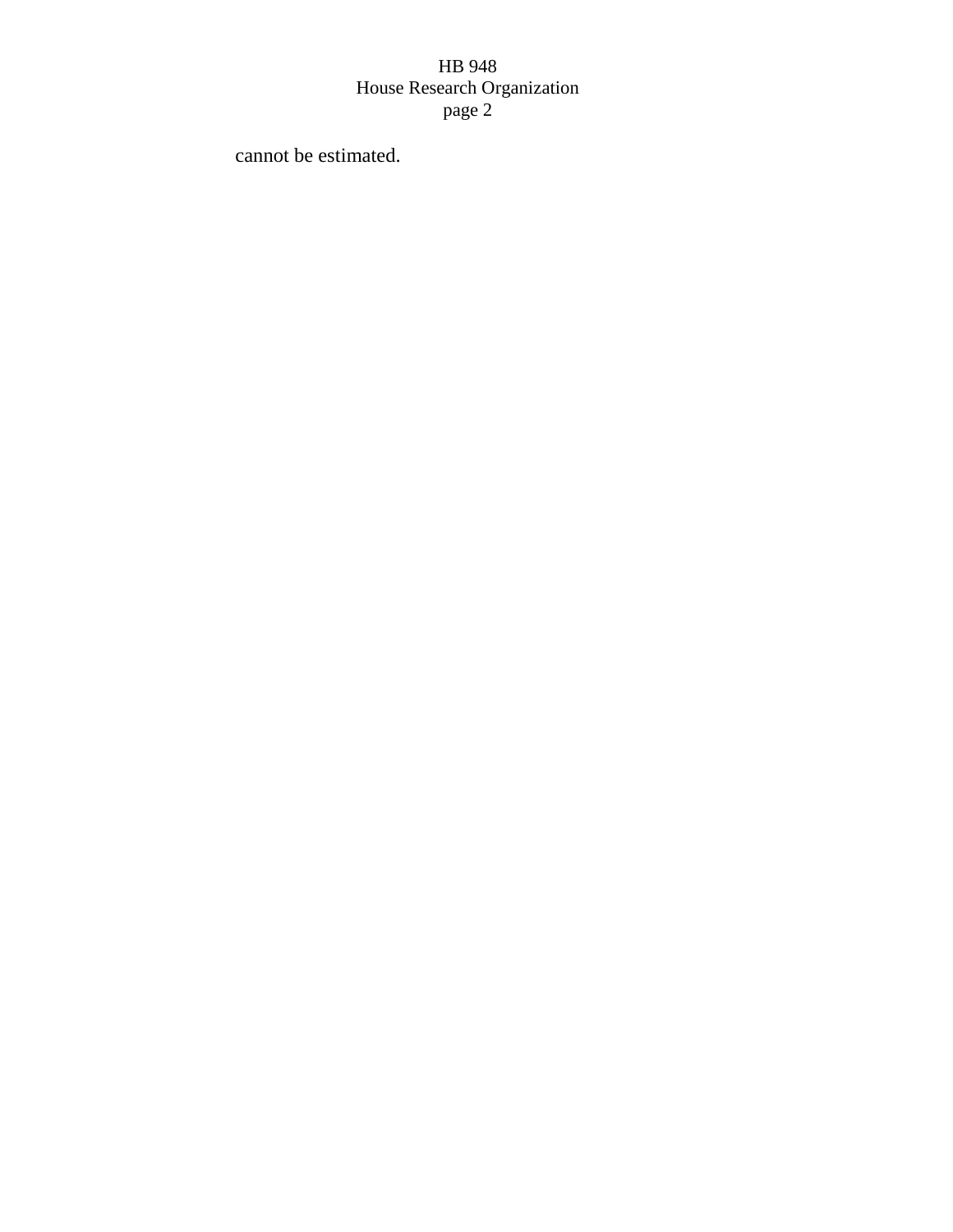cannot be estimated.